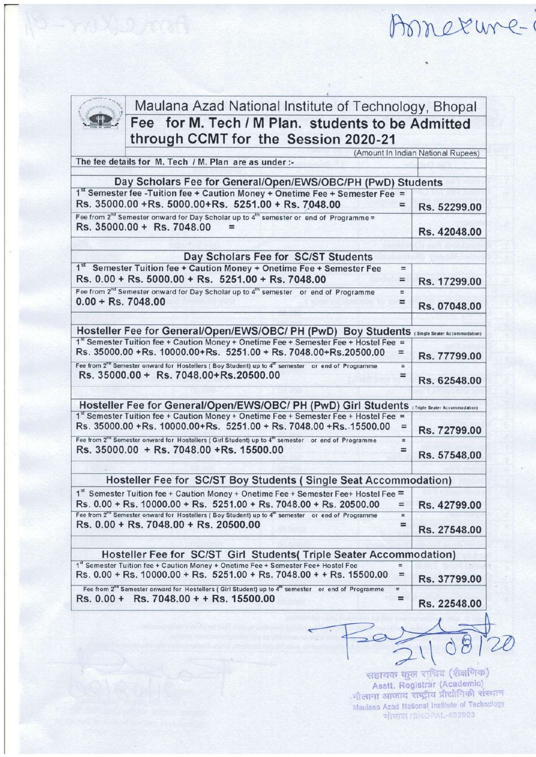Annexure-

# Maulana Azad National Institute of Technology, Bhopal

## Fee for M. Tech / M Plan. students to be Admitted through CCMT for the Session 2020-21

(Amount In Indian National Rupees)

The fee details for M. Tech / M. Plan are as under :-

| | |
|---|---|
| **Day Scholars Fee for General/Open/EWS/OBC/PH (PwD) Students** | |
| 1st Semester fee -Tuition fee + Caution Money + Onetime Fee + Semester Fee = Rs. 35000.00 +Rs. 5000.00+Rs. 5251.00 + Rs. 7048.00 = | Rs. 52299.00 |
| Fee from 2nd Semester onward for Day Scholar up to 4th semester or end of Programme = Rs. 35000.00 + Rs. 7048.00 = | Rs. 42048.00 |
| **Day Scholars Fee for SC/ST Students** | |
| 1st Semester Tuition fee + Caution Money + Onetime Fee + Semester Fee = Rs. 0.00 + Rs. 5000.00 + Rs. 5251.00 + Rs. 7048.00 = | Rs. 17299.00 |
| Fee from 2nd Semester onward for Day Scholar up to 4th semester or end of Programme = 0.00 + Rs. 7048.00 = | Rs. 07048.00 |
| **Hosteller Fee for General/Open/EWS/OBC/ PH (PwD) Boy Students** (Single Seater Accommodation) | |
| 1st Semester Tuition fee + Caution Money + Onetime Fee + Semester Fee + Hostel Fee = Rs. 35000.00 +Rs. 10000.00+Rs. 5251.00 + Rs. 7048.00+Rs.20500.00 = | Rs. 77799.00 |
| Fee from 2nd Semester onward for Hostellers ( Boy Student) up to 4th semester or end of Programme = Rs. 35000.00 + Rs. 7048.00+Rs.20500.00 = | Rs. 62548.00 |
| **Hosteller Fee for General/Open/EWS/OBC/ PH (PwD) Girl Students** (Triple Seater Accommodation) | |
| 1st Semester Tuition fee + Caution Money + Onetime Fee + Semester Fee + Hostel Fee = Rs. 35000.00 +Rs. 10000.00+Rs. 5251.00 + Rs. 7048.00 +Rs. 15500.00 = | Rs. 72799.00 |
| Fee from 2nd Semester onward for Hostellers ( Girl Student) up to 4th semester or end of Programme = Rs. 35000.00 + Rs. 7048.00 +Rs. 15500.00 = | Rs. 57548.00 |
| **Hosteller Fee for SC/ST Boy Students ( Single Seat Accommodation)** | |
| 1st Semester Tuition fee + Caution Money + Onetime Fee + Semester Fee+ Hostel Fee = Rs. 0.00 + Rs. 10000.00 + Rs. 5251.00 + Rs. 7048.00 + Rs. 20500.00 = | Rs. 42799.00 |
| Fee from 2nd Semester onward for Hostellers ( Boy Student) up to 4th semester or end of Programme = Rs. 0.00 + Rs. 7048.00 + Rs. 20500.00 = | Rs. 27548.00 |
| **Hosteller Fee for SC/ST Girl Students( Triple Seater Accommodation)** | |
| 1st Semester Tuition fee + Caution Money + Onetime Fee + Semester Fee+ Hostel Fee = Rs. 0.00 + Rs. 10000.00 + Rs. 5251.00 + Rs. 7048.00 + + Rs. 15500.00 = | Rs. 37799.00 |
| Fee from 2nd Semester onward for Hostellers ( Girl Student) up to 4th semester or end of Programme = Rs. 0.00 + Rs. 7048.00 + + Rs. 15500.00 = | Rs. 22548.00 |

21/08/20

सहायक कुल सचिव (शैक्षणिक)
Asstt. Registrar (Academic)
मौलाना आजाद राष्ट्रीय प्रौद्योगिकी संस्थान
Maulana Azad National Institute of Technology
भोपाल / BHOPAL-462003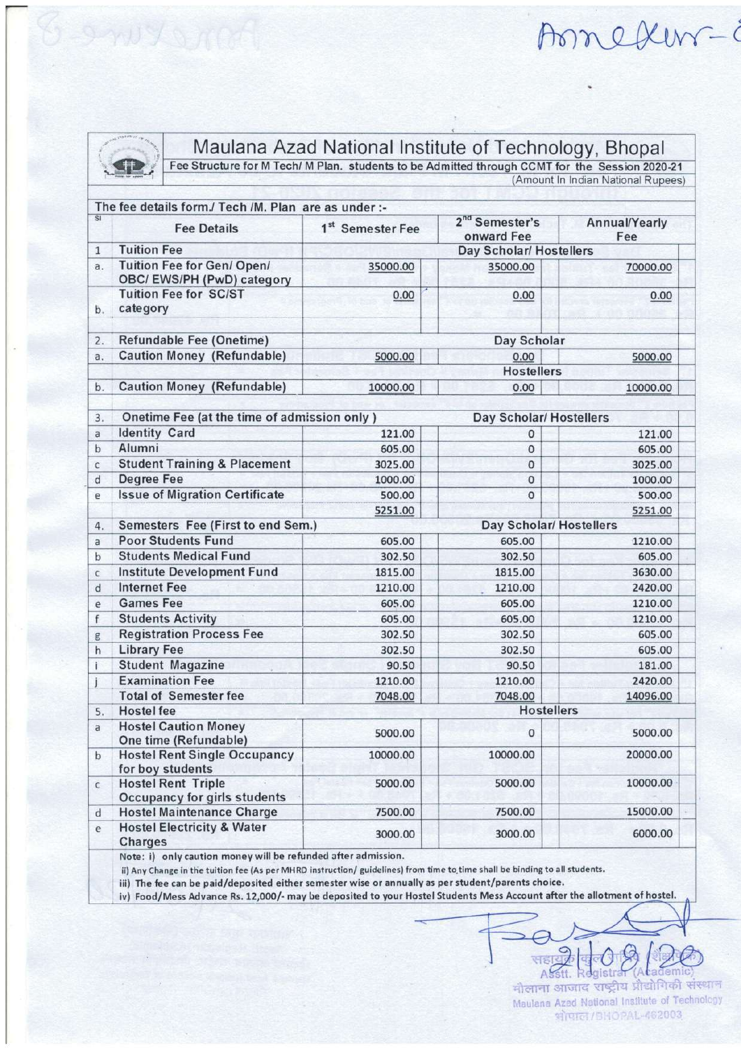Annexure-

# Maulana Azad National Institute of Technology, Bhopal

Fee Structure for M Tech/ M Plan. students to be Admitted through CCMT for the Session 2020-21

(Amount In Indian National Rupees)

The fee details form./ Tech /M. Plan are as under :-

| Sl | Fee Details | 1st Semester Fee | 2nd Semester's onward Fee | Annual/Yearly Fee |
|---|---|---|---|---|
| 1 | Tuition Fee | | Day Scholar/ Hostellers | |
| a. | Tuition Fee for Gen/ Open/ OBC/ EWS/PH (PwD) category | 35000.00 | 35000.00 | 70000.00 |
| b. | Tuition Fee for SC/ST category | 0.00 | 0.00 | 0.00 |
| 2. | Refundable Fee (Onetime) | | Day Scholar | |
| a. | Caution Money (Refundable) | 5000.00 | 0.00 | 5000.00 |
| | | | Hostellers | |
| b. | Caution Money (Refundable) | 10000.00 | 0.00 | 10000.00 |
| 3. | Onetime Fee (at the time of admission only ) | | Day Scholar/ Hostellers | |
| a | Identity Card | 121.00 | 0 | 121.00 |
| b | Alumni | 605.00 | 0 | 605.00 |
| c | Student Training & Placement | 3025.00 | 0 | 3025.00 |
| d | Degree Fee | 1000.00 | 0 | 1000.00 |
| e | Issue of Migration Certificate | 500.00 | 0 | 500.00 |
| | | 5251.00 | | 5251.00 |
| 4. | Semesters Fee (First to end Sem.) | | Day Scholar/ Hostellers | |
| a | Poor Students Fund | 605.00 | 605.00 | 1210.00 |
| b | Students Medical Fund | 302.50 | 302.50 | 605.00 |
| c | Institute Development Fund | 1815.00 | 1815.00 | 3630.00 |
| d | Internet Fee | 1210.00 | 1210.00 | 2420.00 |
| e | Games Fee | 605.00 | 605.00 | 1210.00 |
| f | Students Activity | 605.00 | 605.00 | 1210.00 |
| g | Registration Process Fee | 302.50 | 302.50 | 605.00 |
| h | Library Fee | 302.50 | 302.50 | 605.00 |
| i | Student Magazine | 90.50 | 90.50 | 181.00 |
| j | Examination Fee | 1210.00 | 1210.00 | 2420.00 |
| | Total of Semester fee | 7048.00 | 7048.00 | 14096.00 |
| 5. | Hostel fee | | Hostellers | |
| a | Hostel Caution Money One time (Refundable) | 5000.00 | 0 | 5000.00 |
| b | Hostel Rent Single Occupancy for boy students | 10000.00 | 10000.00 | 20000.00 |
| c | Hostel Rent Triple Occupancy for girls students | 5000.00 | 5000.00 | 10000.00 |
| d | Hostel Maintenance Charge | 7500.00 | 7500.00 | 15000.00 |
| e | Hostel Electricity & Water Charges | 3000.00 | 3000.00 | 6000.00 |

Note: i) only caution money will be refunded after admission.

ii) Any Change in the tuition fee (As per MHRD instruction/ guidelines) from time to time shall be binding to all students.

iii) The fee can be paid/deposited either semester wise or annually as per student/parents choice.

iv) Food/Mess Advance Rs. 12,000/- may be deposited to your Hostel Students Mess Account after the allotment of hostel.

21/08/20

सहायक कुलसचिव (शैक्षणिक)
Asstt. Registrar (Academic)
मौलाना आजाद राष्ट्रीय प्रौद्योगिकी संस्थान
Maulana Azad National Institute of Technology
भोपाल/BHOPAL-462003